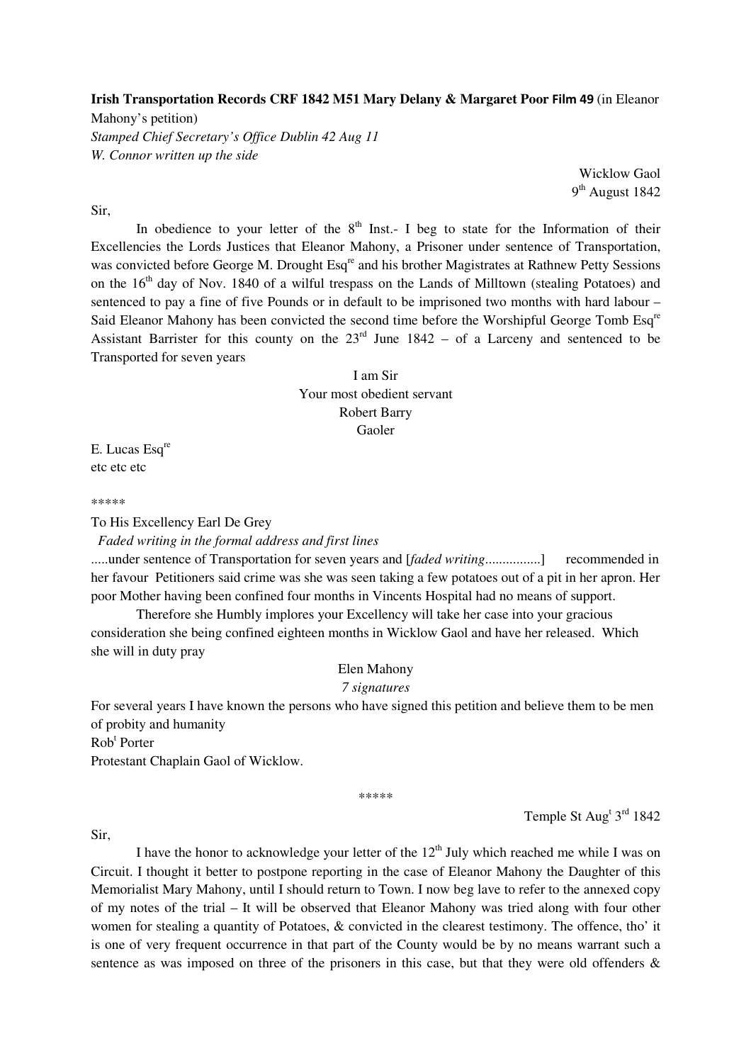**Irish Transportation Records CRF 1842 M51 Mary Delany & Margaret Poor Film 49** (in Eleanor Mahony's petition)
*Stamped Chief Secretary's Office Dublin 42 Aug 11*
*W. Connor written up the side*

Wicklow Gaol
9th August 1842

Sir,

In obedience to your letter of the 8th Inst.- I beg to state for the Information of their Excellencies the Lords Justices that Eleanor Mahony, a Prisoner under sentence of Transportation, was convicted before George M. Drought Esqre and his brother Magistrates at Rathnew Petty Sessions on the 16th day of Nov. 1840 of a wilful trespass on the Lands of Milltown (stealing Potatoes) and sentenced to pay a fine of five Pounds or in default to be imprisoned two months with hard labour – Said Eleanor Mahony has been convicted the second time before the Worshipful George Tomb Esqre Assistant Barrister for this county on the 23rd June 1842 – of a Larceny and sentenced to be Transported for seven years

I am Sir
Your most obedient servant
Robert Barry
Gaoler

E. Lucas Esqre
etc etc etc

*****

To His Excellency Earl De Grey
*Faded writing in the formal address and first lines*
.....under sentence of Transportation for seven years and [*faded writing*................] recommended in her favour Petitioners said crime was she was seen taking a few potatoes out of a pit in her apron. Her poor Mother having been confined four months in Vincents Hospital had no means of support.

Therefore she Humbly implores your Excellency will take her case into your gracious consideration she being confined eighteen months in Wicklow Gaol and have her released. Which she will in duty pray

Elen Mahony
*7 signatures*

For several years I have known the persons who have signed this petition and believe them to be men of probity and humanity
Robt Porter
Protestant Chaplain Gaol of Wicklow.

*****

Temple St Augt 3rd 1842

Sir,

I have the honor to acknowledge your letter of the 12th July which reached me while I was on Circuit. I thought it better to postpone reporting in the case of Eleanor Mahony the Daughter of this Memorialist Mary Mahony, until I should return to Town. I now beg lave to refer to the annexed copy of my notes of the trial – It will be observed that Eleanor Mahony was tried along with four other women for stealing a quantity of Potatoes, & convicted in the clearest testimony. The offence, tho' it is one of very frequent occurrence in that part of the County would be by no means warrant such a sentence as was imposed on three of the prisoners in this case, but that they were old offenders &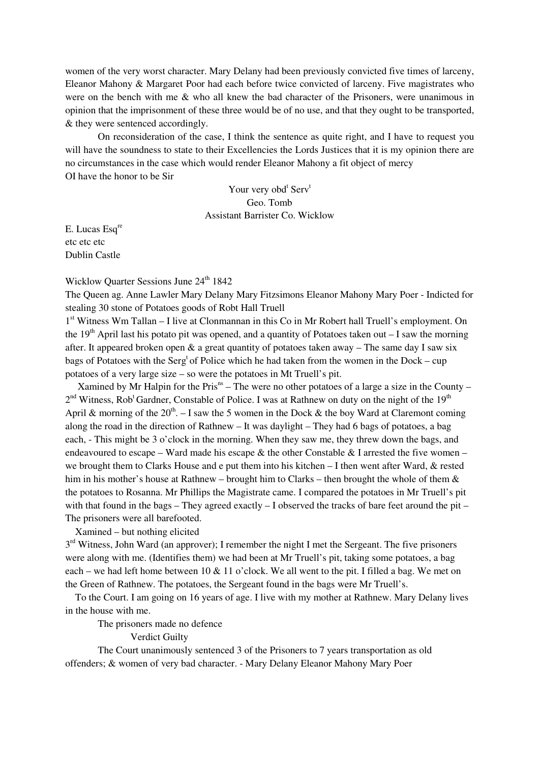women of the very worst character. Mary Delany had been previously convicted five times of larceny, Eleanor Mahony & Margaret Poor had each before twice convicted of larceny. Five magistrates who were on the bench with me & who all knew the bad character of the Prisoners, were unanimous in opinion that the imprisonment of these three would be of no use, and that they ought to be transported, & they were sentenced accordingly.

On reconsideration of the case, I think the sentence as quite right, and I have to request you will have the soundness to state to their Excellencies the Lords Justices that it is my opinion there are no circumstances in the case which would render Eleanor Mahony a fit object of mercy
OI have the honor to be Sir

Your very obd[t] Serv[t]
Geo. Tomb
Assistant Barrister Co. Wicklow

E. Lucas Esq[re]
etc etc etc
Dublin Castle

Wicklow Quarter Sessions June 24[th] 1842

The Queen ag. Anne Lawler Mary Delany Mary Fitzsimons Eleanor Mahony Mary Poer - Indicted for stealing 30 stone of Potatoes goods of Robt Hall Truell

1[st] Witness Wm Tallan – I live at Clonmannan in this Co in Mr Robert hall Truell's employment. On the 19[th] April last his potato pit was opened, and a quantity of Potatoes taken out – I saw the morning after. It appeared broken open & a great quantity of potatoes taken away – The same day I saw six bags of Potatoes with the Serg[t] of Police which he had taken from the women in the Dock – cup potatoes of a very large size – so were the potatoes in Mt Truell's pit.

Xamined by Mr Halpin for the Pris[ns] – The were no other potatoes of a large a size in the County –

2[nd] Witness, Rob[t] Gardner, Constable of Police. I was at Rathnew on duty on the night of the 19[th] April & morning of the 20[th]. – I saw the 5 women in the Dock & the boy Ward at Claremont coming along the road in the direction of Rathnew – It was daylight – They had 6 bags of potatoes, a bag each, - This might be 3 o'clock in the morning. When they saw me, they threw down the bags, and endeavoured to escape – Ward made his escape & the other Constable & I arrested the five women – we brought them to Clarks House and e put them into his kitchen – I then went after Ward, & rested him in his mother's house at Rathnew – brought him to Clarks – then brought the whole of them & the potatoes to Rosanna. Mr Phillips the Magistrate came. I compared the potatoes in Mr Truell's pit with that found in the bags – They agreed exactly – I observed the tracks of bare feet around the pit – The prisoners were all barefooted.

Xamined – but nothing elicited

3[rd] Witness, John Ward (an approver); I remember the night I met the Sergeant. The five prisoners were along with me. (Identifies them) we had been at Mr Truell's pit, taking some potatoes, a bag each – we had left home between 10 & 11 o'clock. We all went to the pit. I filled a bag. We met on the Green of Rathnew. The potatoes, the Sergeant found in the bags were Mr Truell's.

To the Court. I am going on 16 years of age. I live with my mother at Rathnew. Mary Delany lives in the house with me.

The prisoners made no defence

Verdict Guilty

The Court unanimously sentenced 3 of the Prisoners to 7 years transportation as old offenders; & women of very bad character. - Mary Delany Eleanor Mahony Mary Poer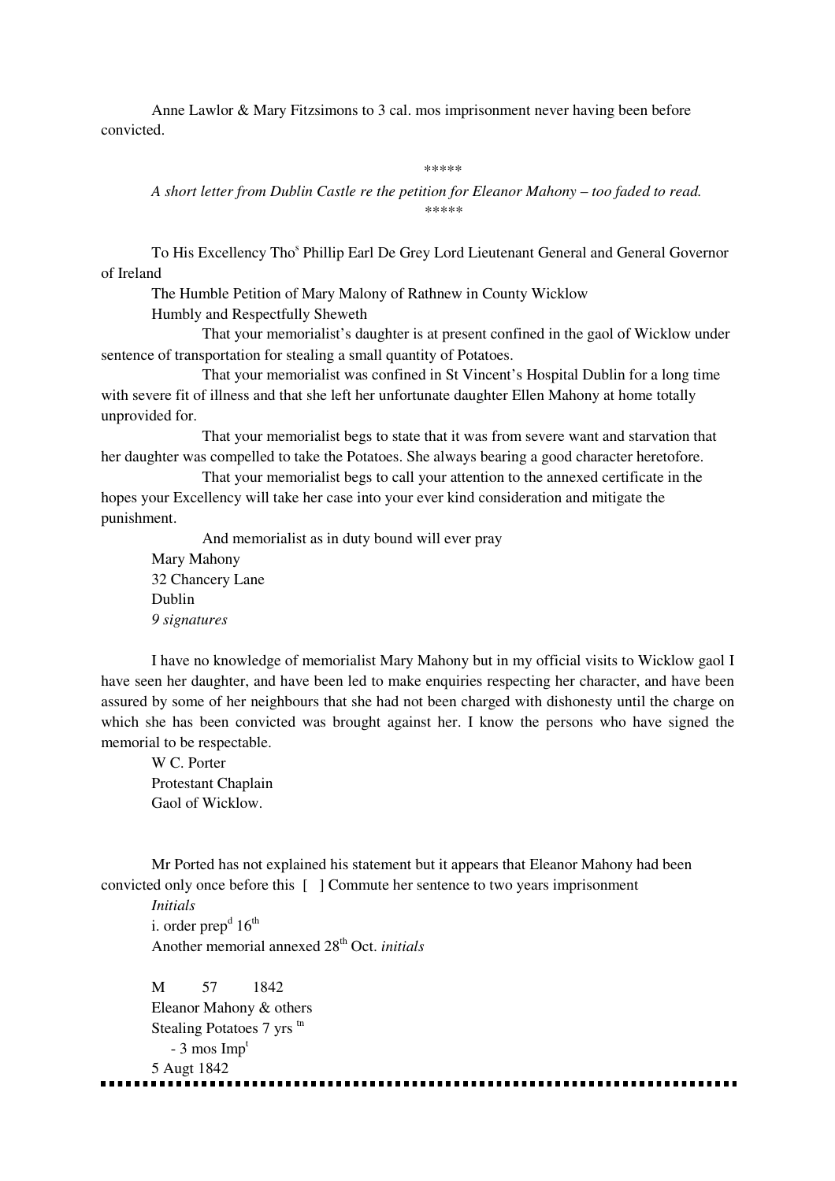Anne Lawlor & Mary Fitzsimons to 3 cal. mos imprisonment never having been before convicted.

\*\*\*\*\*

*A short letter from Dublin Castle re the petition for Eleanor Mahony – too faded to read.*

\*\*\*\*\*

To His Excellency Thos Phillip Earl De Grey Lord Lieutenant General and General Governor of Ireland

The Humble Petition of Mary Malony of Rathnew in County Wicklow

Humbly and Respectfully Sheweth

That your memorialist's daughter is at present confined in the gaol of Wicklow under sentence of transportation for stealing a small quantity of Potatoes.

That your memorialist was confined in St Vincent's Hospital Dublin for a long time with severe fit of illness and that she left her unfortunate daughter Ellen Mahony at home totally unprovided for.

That your memorialist begs to state that it was from severe want and starvation that her daughter was compelled to take the Potatoes. She always bearing a good character heretofore.

That your memorialist begs to call your attention to the annexed certificate in the hopes your Excellency will take her case into your ever kind consideration and mitigate the punishment.

And memorialist as in duty bound will ever pray

Mary Mahony
32 Chancery Lane
Dublin
*9 signatures*

I have no knowledge of memorialist Mary Mahony but in my official visits to Wicklow gaol I have seen her daughter, and have been led to make enquiries respecting her character, and have been assured by some of her neighbours that she had not been charged with dishonesty until the charge on which she has been convicted was brought against her. I know the persons who have signed the memorial to be respectable.

W C. Porter
Protestant Chaplain
Gaol of Wicklow.

Mr Ported has not explained his statement but it appears that Eleanor Mahony had been convicted only once before this [ ] Commute her sentence to two years imprisonment

*Initials*

i. order prepd 16th

Another memorial annexed 28th Oct. *initials*

M 57 1842
Eleanor Mahony & others
Stealing Potatoes 7 yrs tn
- 3 mos Impt
5 Augt 1842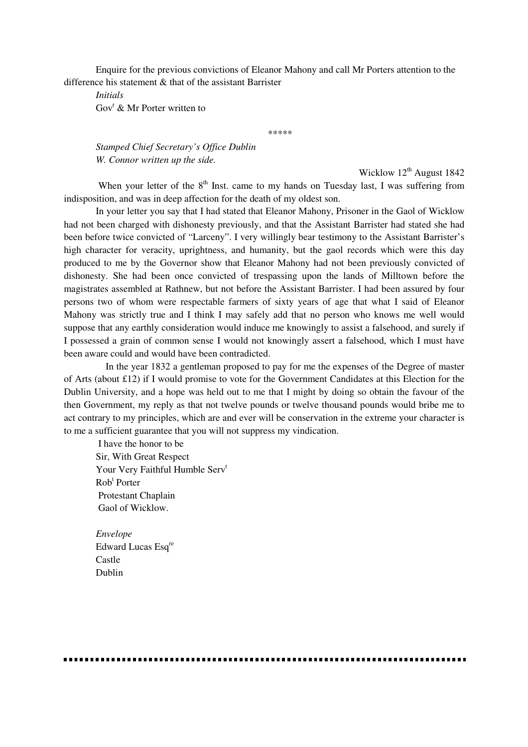Enquire for the previous convictions of Eleanor Mahony and call Mr Porters attention to the difference his statement & that of the assistant Barrister

*Initials*

Gov[r] & Mr Porter written to

\*\*\*\*\*

*Stamped Chief Secretary's Office Dublin*

*W. Connor written up the side.*

Wicklow 12[th] August 1842

When your letter of the 8[th] Inst. came to my hands on Tuesday last, I was suffering from indisposition, and was in deep affection for the death of my oldest son.

In your letter you say that I had stated that Eleanor Mahony, Prisoner in the Gaol of Wicklow had not been charged with dishonesty previously, and that the Assistant Barrister had stated she had been before twice convicted of "Larceny". I very willingly bear testimony to the Assistant Barrister's high character for veracity, uprightness, and humanity, but the gaol records which were this day produced to me by the Governor show that Eleanor Mahony had not been previously convicted of dishonesty. She had been once convicted of trespassing upon the lands of Milltown before the magistrates assembled at Rathnew, but not before the Assistant Barrister. I had been assured by four persons two of whom were respectable farmers of sixty years of age that what I said of Eleanor Mahony was strictly true and I think I may safely add that no person who knows me well would suppose that any earthly consideration would induce me knowingly to assist a falsehood, and surely if I possessed a grain of common sense I would not knowingly assert a falsehood, which I must have been aware could and would have been contradicted.

In the year 1832 a gentleman proposed to pay for me the expenses of the Degree of master of Arts (about £12) if I would promise to vote for the Government Candidates at this Election for the Dublin University, and a hope was held out to me that I might by doing so obtain the favour of the then Government, my reply as that not twelve pounds or twelve thousand pounds would bribe me to act contrary to my principles, which are and ever will be conservation in the extreme your character is to me a sufficient guarantee that you will not suppress my vindication.

I have the honor to be  
Sir, With Great Respect  
Your Very Faithful Humble Serv[t]  
Rob[t] Porter  
Protestant Chaplain  
Gaol of Wicklow.

*Envelope*

Edward Lucas Esq[re]  
Castle  
Dublin